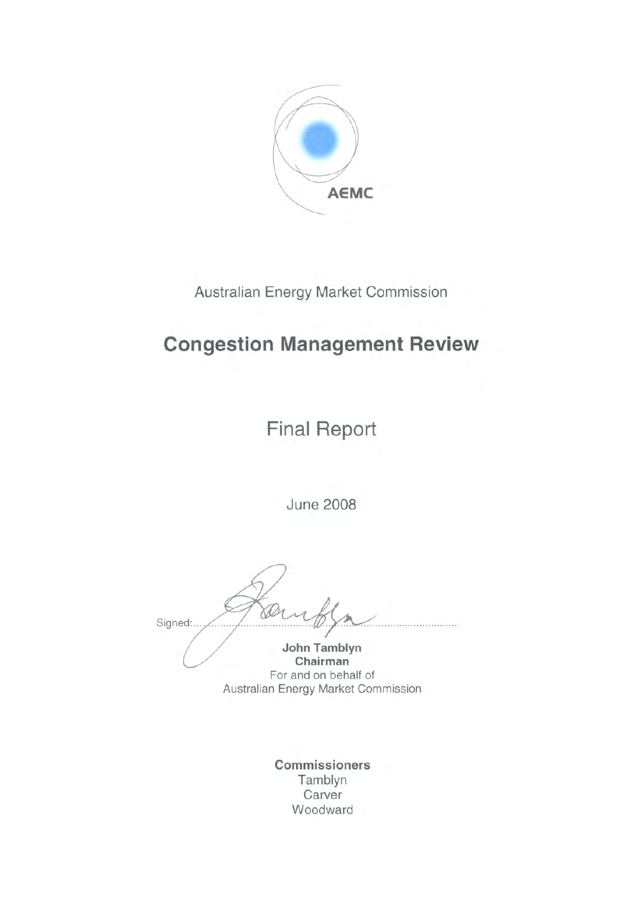AEMC

Australian Energy Market Commission

# Congestion Management Review

## Final Report

June 2008

Signed: ..............................................................

**John Tamblyn**
**Chairman**
For and on behalf of
Australian Energy Market Commission

**Commissioners**
Tamblyn
Carver
Woodward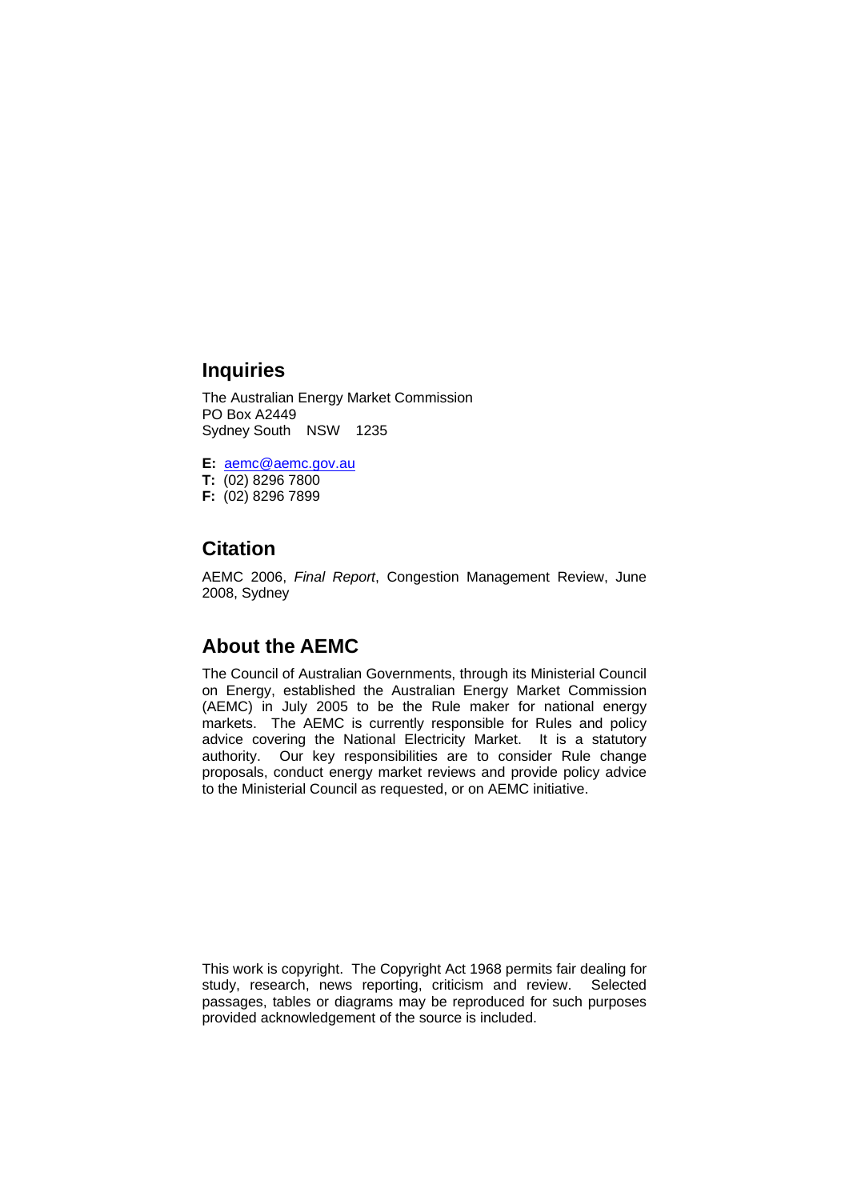## Inquiries

The Australian Energy Market Commission
PO Box A2449
Sydney South NSW 1235

**E:** aemc@aemc.gov.au
**T:** (02) 8296 7800
**F:** (02) 8296 7899

## Citation

AEMC 2006, *Final Report*, Congestion Management Review, June 2008, Sydney

## About the AEMC

The Council of Australian Governments, through its Ministerial Council on Energy, established the Australian Energy Market Commission (AEMC) in July 2005 to be the Rule maker for national energy markets. The AEMC is currently responsible for Rules and policy advice covering the National Electricity Market. It is a statutory authority. Our key responsibilities are to consider Rule change proposals, conduct energy market reviews and provide policy advice to the Ministerial Council as requested, or on AEMC initiative.

This work is copyright. The Copyright Act 1968 permits fair dealing for study, research, news reporting, criticism and review. Selected passages, tables or diagrams may be reproduced for such purposes provided acknowledgement of the source is included.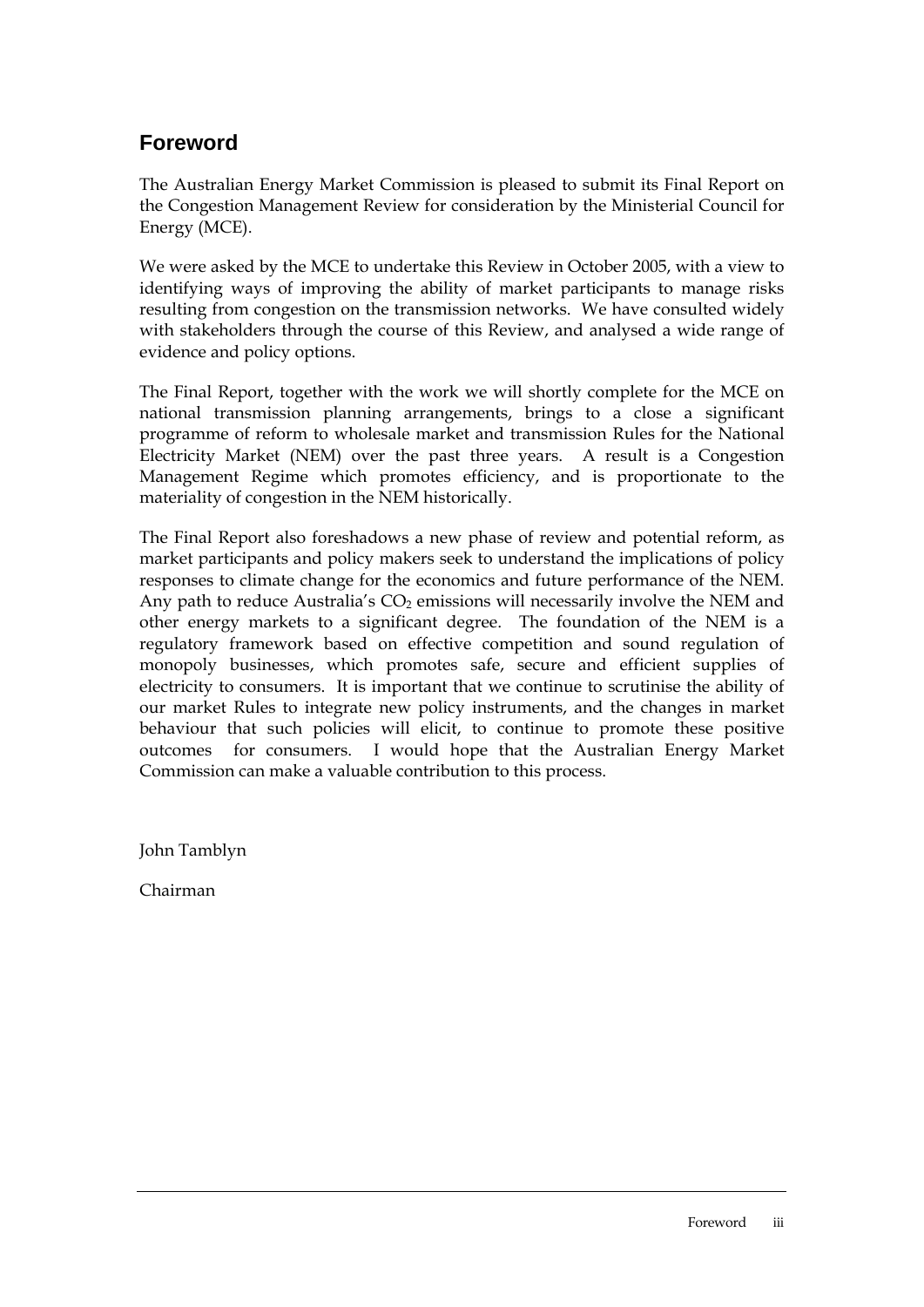## Foreword

The Australian Energy Market Commission is pleased to submit its Final Report on the Congestion Management Review for consideration by the Ministerial Council for Energy (MCE).

We were asked by the MCE to undertake this Review in October 2005, with a view to identifying ways of improving the ability of market participants to manage risks resulting from congestion on the transmission networks. We have consulted widely with stakeholders through the course of this Review, and analysed a wide range of evidence and policy options.

The Final Report, together with the work we will shortly complete for the MCE on national transmission planning arrangements, brings to a close a significant programme of reform to wholesale market and transmission Rules for the National Electricity Market (NEM) over the past three years. A result is a Congestion Management Regime which promotes efficiency, and is proportionate to the materiality of congestion in the NEM historically.

The Final Report also foreshadows a new phase of review and potential reform, as market participants and policy makers seek to understand the implications of policy responses to climate change for the economics and future performance of the NEM. Any path to reduce Australia's $CO_2$ emissions will necessarily involve the NEM and other energy markets to a significant degree. The foundation of the NEM is a regulatory framework based on effective competition and sound regulation of monopoly businesses, which promotes safe, secure and efficient supplies of electricity to consumers. It is important that we continue to scrutinise the ability of our market Rules to integrate new policy instruments, and the changes in market behaviour that such policies will elicit, to continue to promote these positive outcomes for consumers. I would hope that the Australian Energy Market Commission can make a valuable contribution to this process.

John Tamblyn

Chairman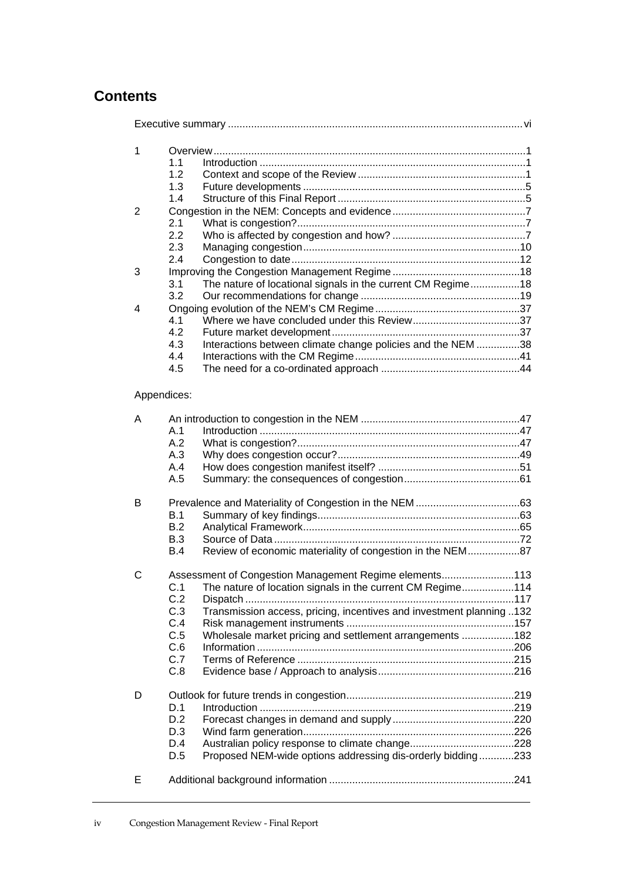## Contents

Executive summary ..... vi

1 Overview ..... 1
- 1.1 Introduction ..... 1
- 1.2 Context and scope of the Review ..... 1
- 1.3 Future developments ..... 5
- 1.4 Structure of this Final Report ..... 5

2 Congestion in the NEM: Concepts and evidence ..... 7
- 2.1 What is congestion? ..... 7
- 2.2 Who is affected by congestion and how? ..... 7
- 2.3 Managing congestion ..... 10
- 2.4 Congestion to date ..... 12

3 Improving the Congestion Management Regime ..... 18
- 3.1 The nature of locational signals in the current CM Regime ..... 18
- 3.2 Our recommendations for change ..... 19

4 Ongoing evolution of the NEM's CM Regime ..... 37
- 4.1 Where we have concluded under this Review ..... 37
- 4.2 Future market development ..... 37
- 4.3 Interactions between climate change policies and the NEM ..... 38
- 4.4 Interactions with the CM Regime ..... 41
- 4.5 The need for a co-ordinated approach ..... 44

Appendices:

A An introduction to congestion in the NEM ..... 47
- A.1 Introduction ..... 47
- A.2 What is congestion? ..... 47
- A.3 Why does congestion occur? ..... 49
- A.4 How does congestion manifest itself? ..... 51
- A.5 Summary: the consequences of congestion ..... 61

B Prevalence and Materiality of Congestion in the NEM ..... 63
- B.1 Summary of key findings ..... 63
- B.2 Analytical Framework ..... 65
- B.3 Source of Data ..... 72
- B.4 Review of economic materiality of congestion in the NEM ..... 87

C Assessment of Congestion Management Regime elements ..... 113
- C.1 The nature of location signals in the current CM Regime ..... 114
- C.2 Dispatch ..... 117
- C.3 Transmission access, pricing, incentives and investment planning ..... 132
- C.4 Risk management instruments ..... 157
- C.5 Wholesale market pricing and settlement arrangements ..... 182
- C.6 Information ..... 206
- C.7 Terms of Reference ..... 215
- C.8 Evidence base / Approach to analysis ..... 216

D Outlook for future trends in congestion ..... 219
- D.1 Introduction ..... 219
- D.2 Forecast changes in demand and supply ..... 220
- D.3 Wind farm generation ..... 226
- D.4 Australian policy response to climate change ..... 228
- D.5 Proposed NEM-wide options addressing dis-orderly bidding ..... 233

E Additional background information ..... 241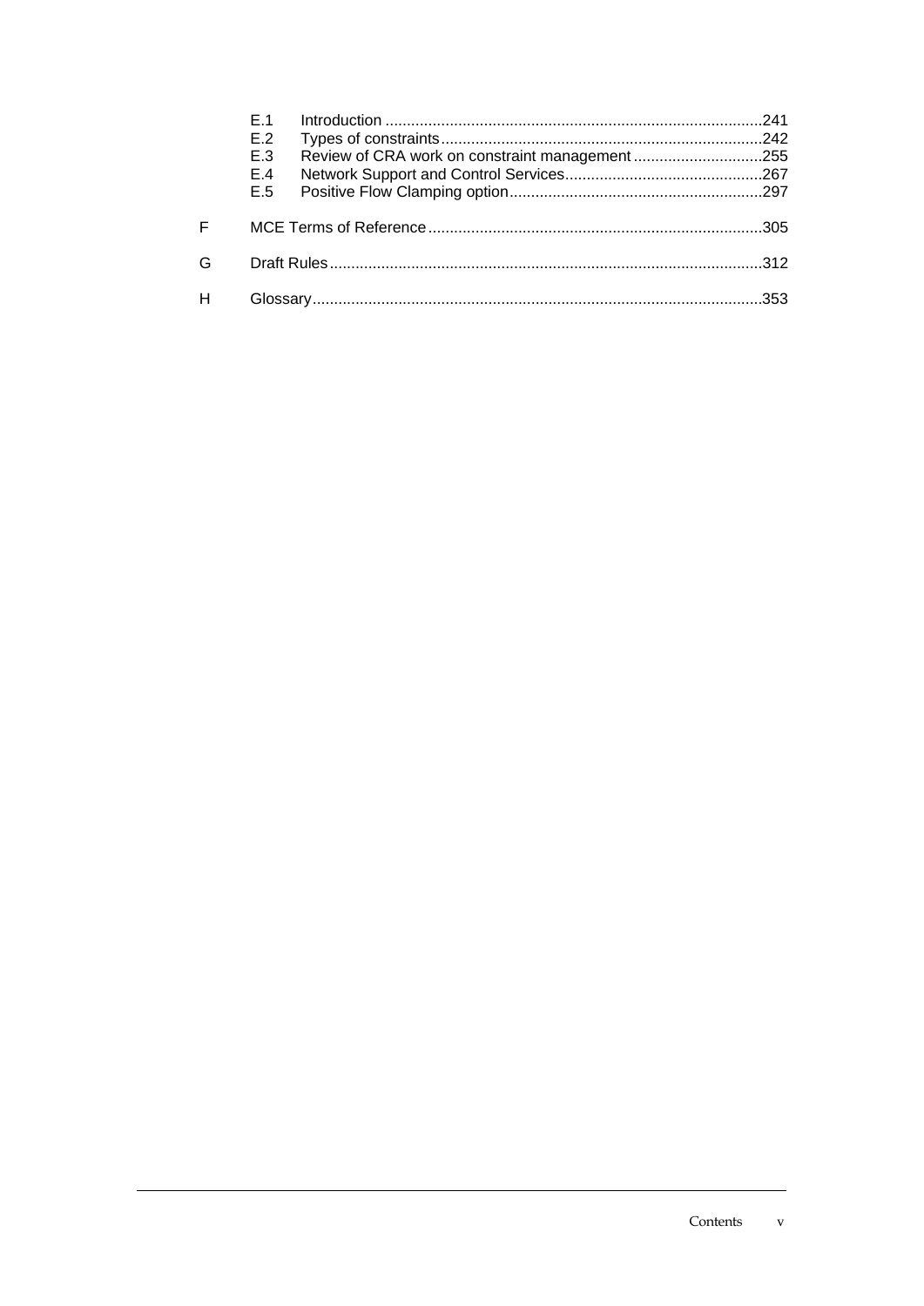| | | |
|---|---|---|
| E.1 | Introduction | 241 |
| E.2 | Types of constraints | 242 |
| E.3 | Review of CRA work on constraint management | 255 |
| E.4 | Network Support and Control Services | 267 |
| E.5 | Positive Flow Clamping option | 297 |

F MCE Terms of Reference ....................................................................... 305

G Draft Rules ....................................................................... 312

H Glossary ....................................................................... 353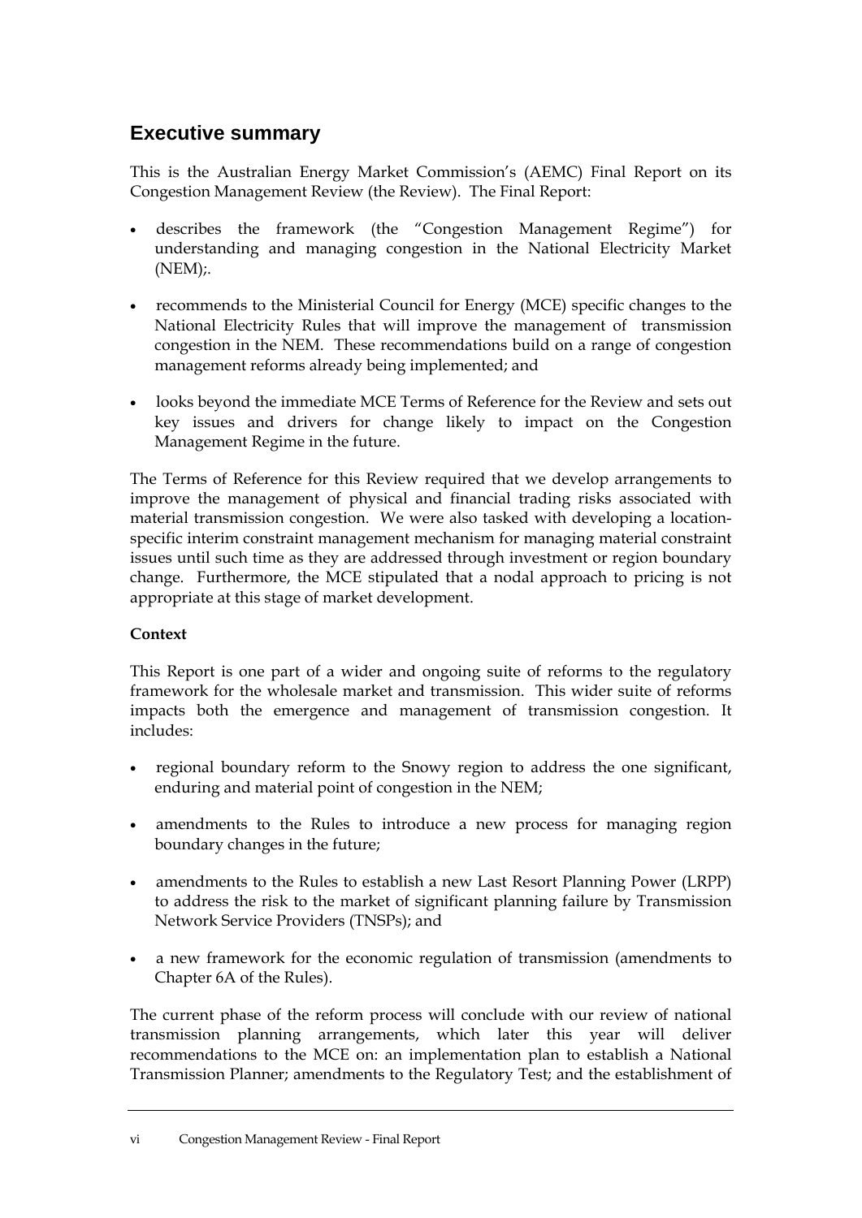## Executive summary

This is the Australian Energy Market Commission's (AEMC) Final Report on its Congestion Management Review (the Review). The Final Report:

- describes the framework (the "Congestion Management Regime") for understanding and managing congestion in the National Electricity Market (NEM);.
- recommends to the Ministerial Council for Energy (MCE) specific changes to the National Electricity Rules that will improve the management of transmission congestion in the NEM. These recommendations build on a range of congestion management reforms already being implemented; and
- looks beyond the immediate MCE Terms of Reference for the Review and sets out key issues and drivers for change likely to impact on the Congestion Management Regime in the future.

The Terms of Reference for this Review required that we develop arrangements to improve the management of physical and financial trading risks associated with material transmission congestion. We were also tasked with developing a location-specific interim constraint management mechanism for managing material constraint issues until such time as they are addressed through investment or region boundary change. Furthermore, the MCE stipulated that a nodal approach to pricing is not appropriate at this stage of market development.

**Context**

This Report is one part of a wider and ongoing suite of reforms to the regulatory framework for the wholesale market and transmission. This wider suite of reforms impacts both the emergence and management of transmission congestion. It includes:

- regional boundary reform to the Snowy region to address the one significant, enduring and material point of congestion in the NEM;
- amendments to the Rules to introduce a new process for managing region boundary changes in the future;
- amendments to the Rules to establish a new Last Resort Planning Power (LRPP) to address the risk to the market of significant planning failure by Transmission Network Service Providers (TNSPs); and
- a new framework for the economic regulation of transmission (amendments to Chapter 6A of the Rules).

The current phase of the reform process will conclude with our review of national transmission planning arrangements, which later this year will deliver recommendations to the MCE on: an implementation plan to establish a National Transmission Planner; amendments to the Regulatory Test; and the establishment of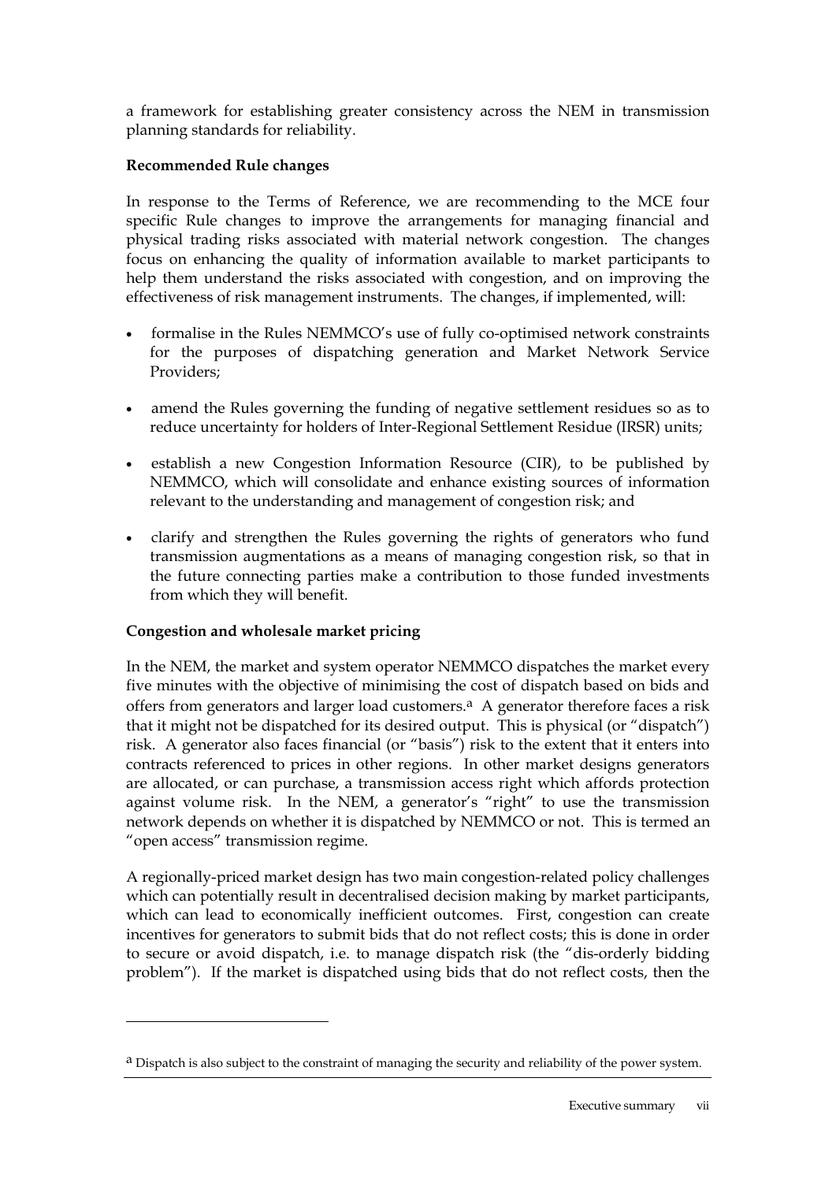a framework for establishing greater consistency across the NEM in transmission planning standards for reliability.

**Recommended Rule changes**

In response to the Terms of Reference, we are recommending to the MCE four specific Rule changes to improve the arrangements for managing financial and physical trading risks associated with material network congestion. The changes focus on enhancing the quality of information available to market participants to help them understand the risks associated with congestion, and on improving the effectiveness of risk management instruments. The changes, if implemented, will:

- formalise in the Rules NEMMCO's use of fully co-optimised network constraints for the purposes of dispatching generation and Market Network Service Providers;
- amend the Rules governing the funding of negative settlement residues so as to reduce uncertainty for holders of Inter-Regional Settlement Residue (IRSR) units;
- establish a new Congestion Information Resource (CIR), to be published by NEMMCO, which will consolidate and enhance existing sources of information relevant to the understanding and management of congestion risk; and
- clarify and strengthen the Rules governing the rights of generators who fund transmission augmentations as a means of managing congestion risk, so that in the future connecting parties make a contribution to those funded investments from which they will benefit.

**Congestion and wholesale market pricing**

In the NEM, the market and system operator NEMMCO dispatches the market every five minutes with the objective of minimising the cost of dispatch based on bids and offers from generators and larger load customers.[a] A generator therefore faces a risk that it might not be dispatched for its desired output. This is physical (or "dispatch") risk. A generator also faces financial (or "basis") risk to the extent that it enters into contracts referenced to prices in other regions. In other market designs generators are allocated, or can purchase, a transmission access right which affords protection against volume risk. In the NEM, a generator's "right" to use the transmission network depends on whether it is dispatched by NEMMCO or not. This is termed an "open access" transmission regime.

A regionally-priced market design has two main congestion-related policy challenges which can potentially result in decentralised decision making by market participants, which can lead to economically inefficient outcomes. First, congestion can create incentives for generators to submit bids that do not reflect costs; this is done in order to secure or avoid dispatch, i.e. to manage dispatch risk (the "dis-orderly bidding problem"). If the market is dispatched using bids that do not reflect costs, then the

[a] Dispatch is also subject to the constraint of managing the security and reliability of the power system.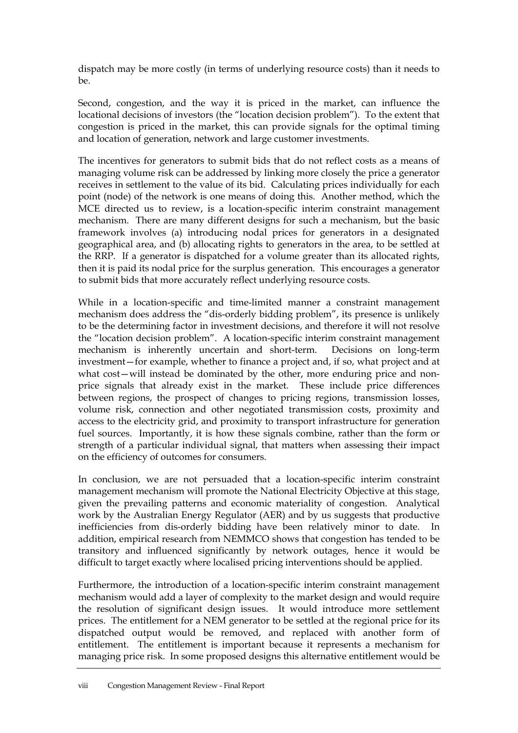dispatch may be more costly (in terms of underlying resource costs) than it needs to be.

Second, congestion, and the way it is priced in the market, can influence the locational decisions of investors (the "location decision problem"). To the extent that congestion is priced in the market, this can provide signals for the optimal timing and location of generation, network and large customer investments.

The incentives for generators to submit bids that do not reflect costs as a means of managing volume risk can be addressed by linking more closely the price a generator receives in settlement to the value of its bid. Calculating prices individually for each point (node) of the network is one means of doing this. Another method, which the MCE directed us to review, is a location-specific interim constraint management mechanism. There are many different designs for such a mechanism, but the basic framework involves (a) introducing nodal prices for generators in a designated geographical area, and (b) allocating rights to generators in the area, to be settled at the RRP. If a generator is dispatched for a volume greater than its allocated rights, then it is paid its nodal price for the surplus generation. This encourages a generator to submit bids that more accurately reflect underlying resource costs.

While in a location-specific and time-limited manner a constraint management mechanism does address the "dis-orderly bidding problem", its presence is unlikely to be the determining factor in investment decisions, and therefore it will not resolve the "location decision problem". A location-specific interim constraint management mechanism is inherently uncertain and short-term. Decisions on long-term investment—for example, whether to finance a project and, if so, what project and at what cost—will instead be dominated by the other, more enduring price and non-price signals that already exist in the market. These include price differences between regions, the prospect of changes to pricing regions, transmission losses, volume risk, connection and other negotiated transmission costs, proximity and access to the electricity grid, and proximity to transport infrastructure for generation fuel sources. Importantly, it is how these signals combine, rather than the form or strength of a particular individual signal, that matters when assessing their impact on the efficiency of outcomes for consumers.

In conclusion, we are not persuaded that a location-specific interim constraint management mechanism will promote the National Electricity Objective at this stage, given the prevailing patterns and economic materiality of congestion. Analytical work by the Australian Energy Regulator (AER) and by us suggests that productive inefficiencies from dis-orderly bidding have been relatively minor to date. In addition, empirical research from NEMMCO shows that congestion has tended to be transitory and influenced significantly by network outages, hence it would be difficult to target exactly where localised pricing interventions should be applied.

Furthermore, the introduction of a location-specific interim constraint management mechanism would add a layer of complexity to the market design and would require the resolution of significant design issues. It would introduce more settlement prices. The entitlement for a NEM generator to be settled at the regional price for its dispatched output would be removed, and replaced with another form of entitlement. The entitlement is important because it represents a mechanism for managing price risk. In some proposed designs this alternative entitlement would be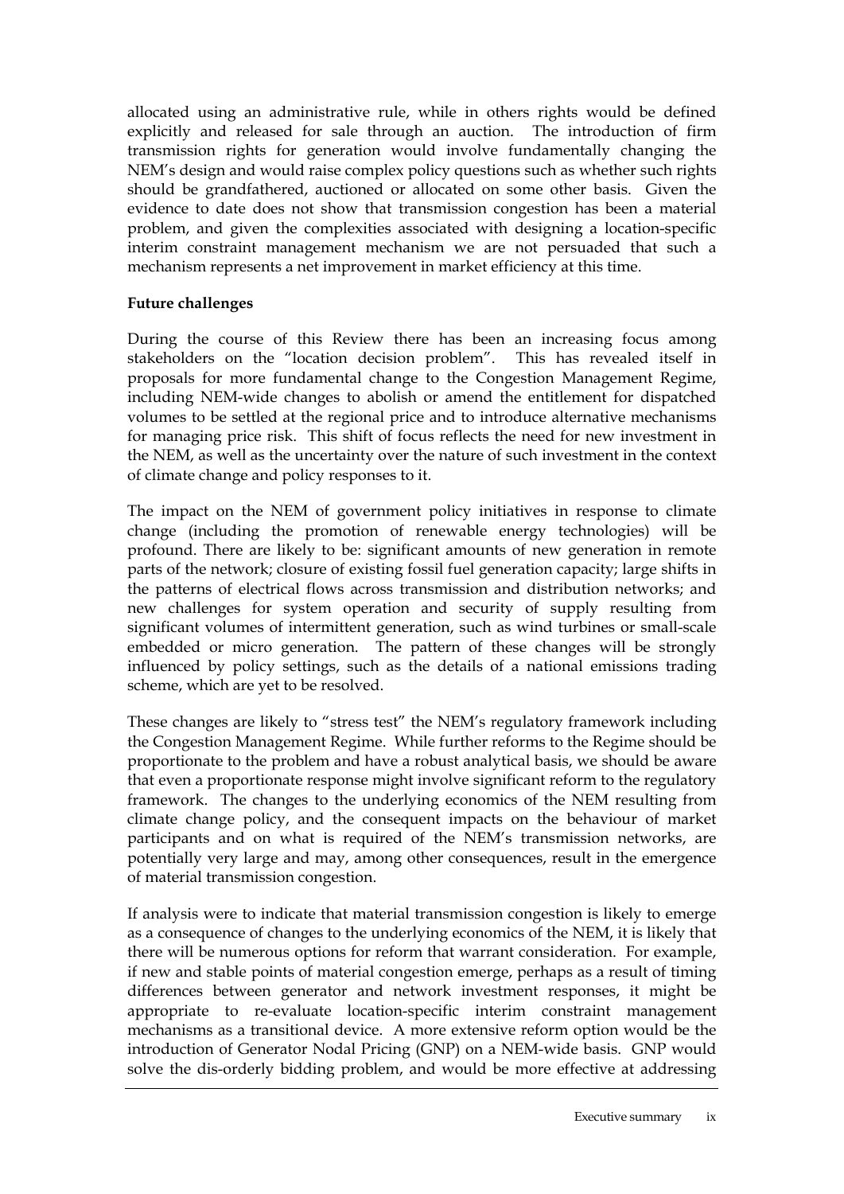allocated using an administrative rule, while in others rights would be defined explicitly and released for sale through an auction. The introduction of firm transmission rights for generation would involve fundamentally changing the NEM's design and would raise complex policy questions such as whether such rights should be grandfathered, auctioned or allocated on some other basis. Given the evidence to date does not show that transmission congestion has been a material problem, and given the complexities associated with designing a location-specific interim constraint management mechanism we are not persuaded that such a mechanism represents a net improvement in market efficiency at this time.

**Future challenges**

During the course of this Review there has been an increasing focus among stakeholders on the "location decision problem". This has revealed itself in proposals for more fundamental change to the Congestion Management Regime, including NEM-wide changes to abolish or amend the entitlement for dispatched volumes to be settled at the regional price and to introduce alternative mechanisms for managing price risk. This shift of focus reflects the need for new investment in the NEM, as well as the uncertainty over the nature of such investment in the context of climate change and policy responses to it.

The impact on the NEM of government policy initiatives in response to climate change (including the promotion of renewable energy technologies) will be profound. There are likely to be: significant amounts of new generation in remote parts of the network; closure of existing fossil fuel generation capacity; large shifts in the patterns of electrical flows across transmission and distribution networks; and new challenges for system operation and security of supply resulting from significant volumes of intermittent generation, such as wind turbines or small-scale embedded or micro generation. The pattern of these changes will be strongly influenced by policy settings, such as the details of a national emissions trading scheme, which are yet to be resolved.

These changes are likely to "stress test" the NEM's regulatory framework including the Congestion Management Regime. While further reforms to the Regime should be proportionate to the problem and have a robust analytical basis, we should be aware that even a proportionate response might involve significant reform to the regulatory framework. The changes to the underlying economics of the NEM resulting from climate change policy, and the consequent impacts on the behaviour of market participants and on what is required of the NEM's transmission networks, are potentially very large and may, among other consequences, result in the emergence of material transmission congestion.

If analysis were to indicate that material transmission congestion is likely to emerge as a consequence of changes to the underlying economics of the NEM, it is likely that there will be numerous options for reform that warrant consideration. For example, if new and stable points of material congestion emerge, perhaps as a result of timing differences between generator and network investment responses, it might be appropriate to re-evaluate location-specific interim constraint management mechanisms as a transitional device. A more extensive reform option would be the introduction of Generator Nodal Pricing (GNP) on a NEM-wide basis. GNP would solve the dis-orderly bidding problem, and would be more effective at addressing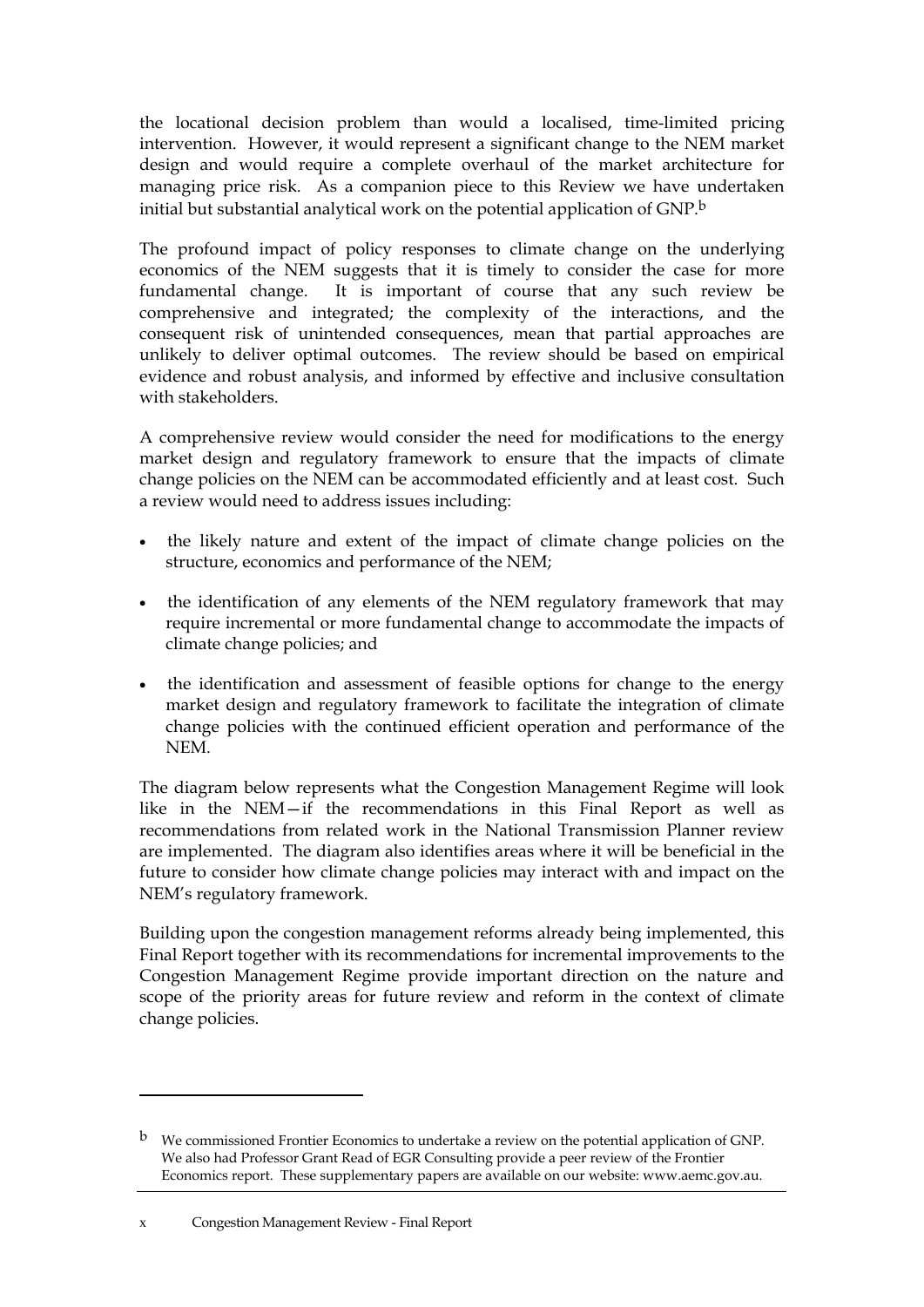the locational decision problem than would a localised, time-limited pricing intervention. However, it would represent a significant change to the NEM market design and would require a complete overhaul of the market architecture for managing price risk. As a companion piece to this Review we have undertaken initial but substantial analytical work on the potential application of GNP.[b]

The profound impact of policy responses to climate change on the underlying economics of the NEM suggests that it is timely to consider the case for more fundamental change. It is important of course that any such review be comprehensive and integrated; the complexity of the interactions, and the consequent risk of unintended consequences, mean that partial approaches are unlikely to deliver optimal outcomes. The review should be based on empirical evidence and robust analysis, and informed by effective and inclusive consultation with stakeholders.

A comprehensive review would consider the need for modifications to the energy market design and regulatory framework to ensure that the impacts of climate change policies on the NEM can be accommodated efficiently and at least cost. Such a review would need to address issues including:

- the likely nature and extent of the impact of climate change policies on the structure, economics and performance of the NEM;
- the identification of any elements of the NEM regulatory framework that may require incremental or more fundamental change to accommodate the impacts of climate change policies; and
- the identification and assessment of feasible options for change to the energy market design and regulatory framework to facilitate the integration of climate change policies with the continued efficient operation and performance of the NEM.

The diagram below represents what the Congestion Management Regime will look like in the NEM—if the recommendations in this Final Report as well as recommendations from related work in the National Transmission Planner review are implemented. The diagram also identifies areas where it will be beneficial in the future to consider how climate change policies may interact with and impact on the NEM's regulatory framework.

Building upon the congestion management reforms already being implemented, this Final Report together with its recommendations for incremental improvements to the Congestion Management Regime provide important direction on the nature and scope of the priority areas for future review and reform in the context of climate change policies.

---

[b] We commissioned Frontier Economics to undertake a review on the potential application of GNP. We also had Professor Grant Read of EGR Consulting provide a peer review of the Frontier Economics report. These supplementary papers are available on our website: www.aemc.gov.au.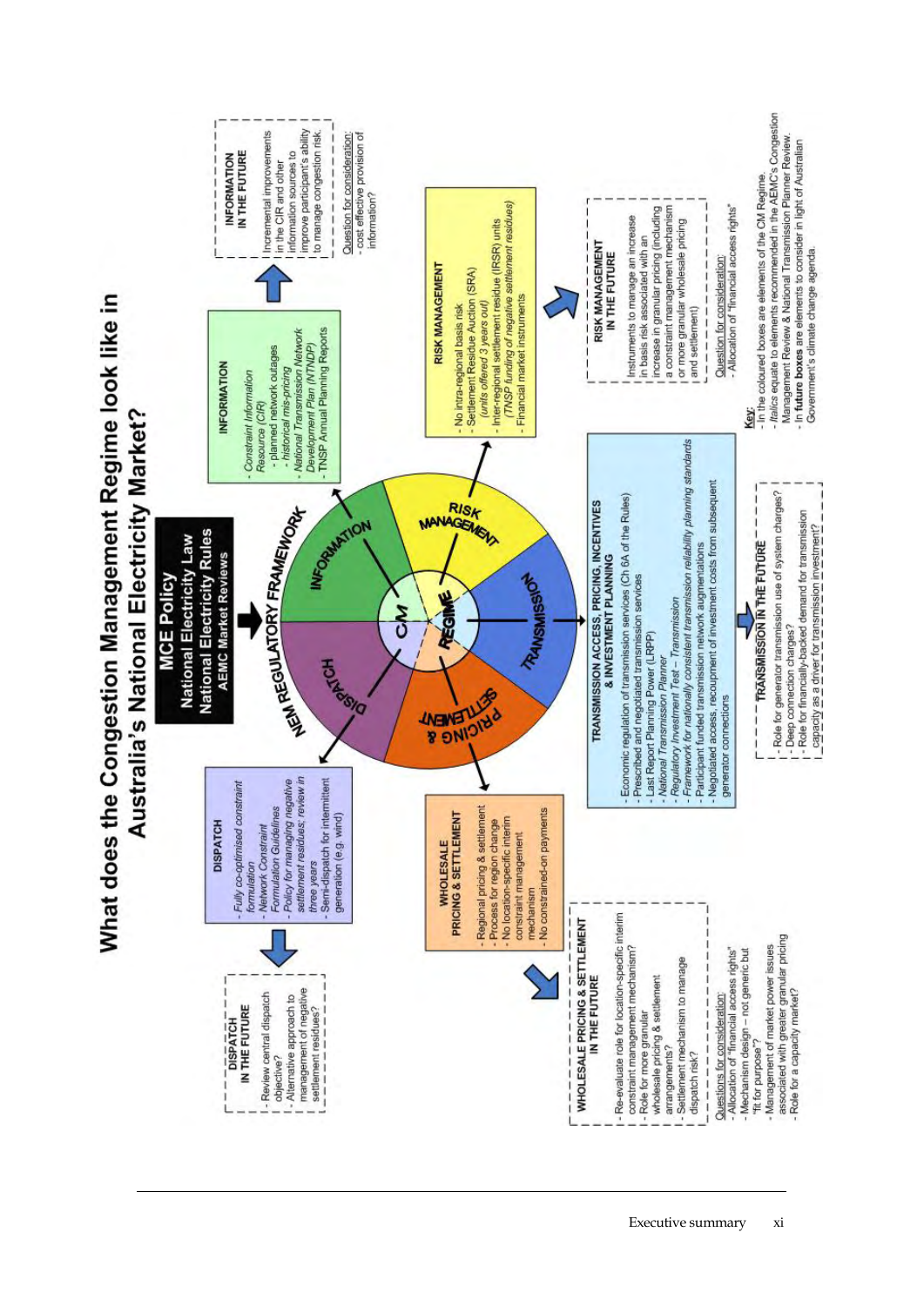# What does the Congestion Management Regime look like in Australia's National Electricity Market?

**MCE Policy**
**National Electricity Law**
**National Electricity Rules**
**AEMC Market Reviews**

NEM REGULATORY FRAMEWORK

CM REGIME: DISPATCH, INFORMATION, RISK MANAGEMENT, TRANSMISSION, PRICING & SETTLEMENT

## DISPATCH

- *Fully co-optimised constraint formulation*
- *Network Constraint Formulation Guidelines*
- *Policy for managing negative settlement residues; review in three years*
- Semi-dispatch for intermittent generation (e.g. wind)

### DISPATCH IN THE FUTURE

- Review central dispatch objective?
- Alternative approach to management of negative settlement residues?

## INFORMATION

- *Constraint Information Resource (CIR)*
  - planned network outages
  - *historical mis-pricing*
- *National Transmission Network Development Plan (NTNDP)*
- TNSP Annual Planning Reports

### INFORMATION IN THE FUTURE

Incremental improvements in the CIR and other information sources to improve participant's ability to manage congestion risk.

Question for consideration:
- cost effective provision of information?

## RISK MANAGEMENT

- No intra-regional basis risk
- Settlement Residue Auction (SRA) *(units offered 3 years out)*
- Inter-regional settlement residue (IRSR) units *(TNSP funding of negative settlement residues)*
- Financial market instruments

### RISK MANAGEMENT IN THE FUTURE

Instruments to manage an increase in basis risk associated with an increase in granular pricing (including a constraint management mechanism or more granular wholesale pricing and settlement)

Question for consideration:
- Allocation of "financial access rights"

## WHOLESALE PRICING & SETTLEMENT

- Regional pricing & settlement
- Process for region change
- No location-specific interim constraint management mechanism
- No constrained-on payments

### WHOLESALE PRICING & SETTLEMENT IN THE FUTURE

- Re-evaluate role for location-specific interim constraint management mechanism?
- Role for more granular wholesale pricing & settlement arrangements?
- Settlement mechanism to manage dispatch risk?

Questions for consideration:
- Allocation of "financial access rights"
- Mechanism design – not generic but "fit for purpose"?
- Management of market power issues associated with greater granular pricing
- Role for a capacity market?

## TRANSMISSION ACCESS, PRICING, INCENTIVES & INVESTMENT PLANNING

- Economic regulation of transmission services (Ch 6A of the Rules)
- Prescribed and negotiated transmission services
- Last Report Planning Power (LRPP)
- *National Transmission Planner*
- *Regulatory Investment Test – Transmission*
- *Framework for nationally consistent transmission reliability planning standards*
- Participant funded transmission network augmentations
- Negotiated access, recoupment of investment costs from subsequent generator connections

### TRANSMISSION IN THE FUTURE

- Role for generator transmission use of system charges?
- Deep connection charges?
- Role for financially-backed demand for transmission capacity as a driver for transmission investment?

**Key:**
- In the coloured boxes are elements of the CM Regime.
- *Italics* equate to elements recommended in the AEMC's Congestion Management Review & National Transmission Planner Review.
- In **future boxes** are elements to consider in light of Australian Government's climate change agenda.